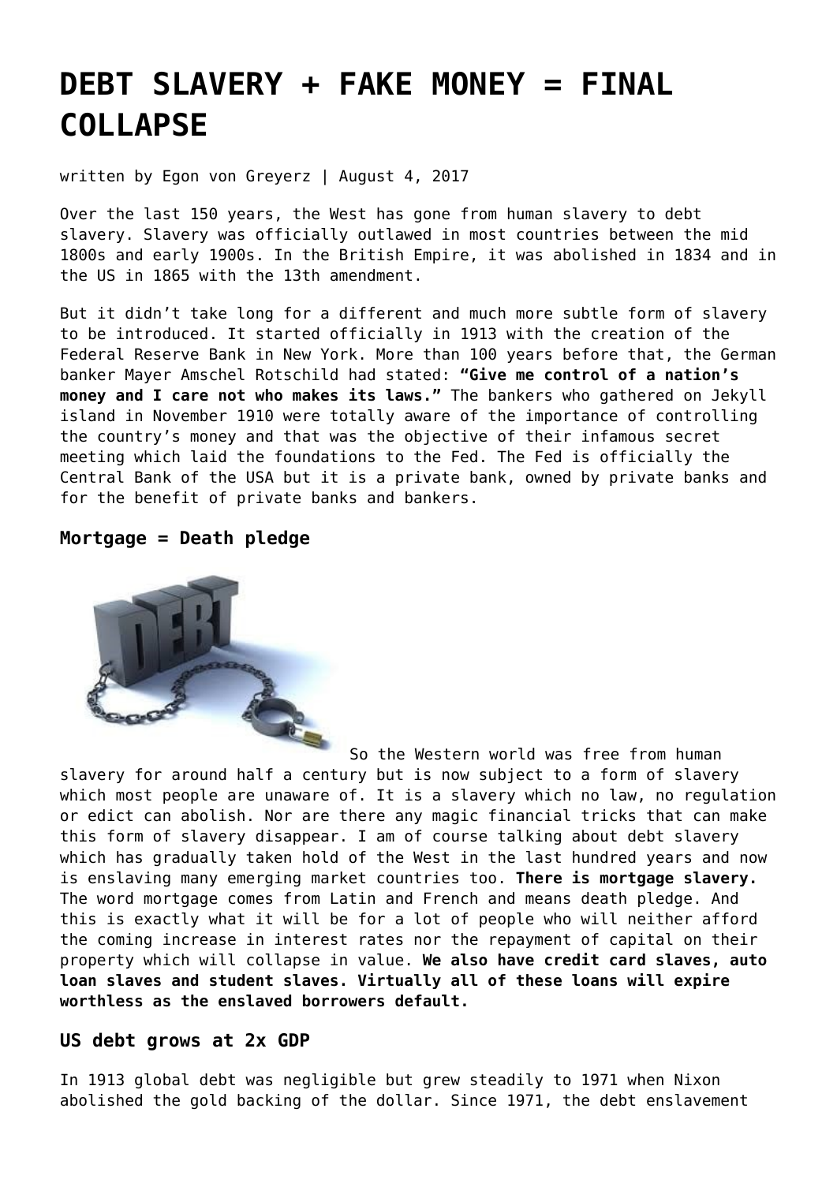# DEBT SLAVERY + FAKE MONEY = FINAL COLLAPSE

written by Egon von Greyerz | August 4, 2017

Over the last 150 years, the West has gone from human slavery to debt slavery. Slavery was officially outlawed in most countries between the mid 1800s and early 1900s. In the British Empire, it was abolished in 1834 and in the US in 1865 with the 13th amendment.

But it didn't take long for a different and much more subtle form of slavery to be introduced. It started officially in 1913 with the creation of the Federal Reserve Bank in New York. More than 100 years before that, the German banker Mayer Amschel Rotschild had stated: **"Give me control of a nation's money and I care not who makes its laws."** The bankers who gathered on Jekyll island in November 1910 were totally aware of the importance of controlling the country's money and that was the objective of their infamous secret meeting which laid the foundations to the Fed. The Fed is officially the Central Bank of the USA but it is a private bank, owned by private banks and for the benefit of private banks and bankers.

### Mortgage = Death pledge

So the Western world was free from human slavery for around half a century but is now subject to a form of slavery which most people are unaware of. It is a slavery which no law, no regulation or edict can abolish. Nor are there any magic financial tricks that can make this form of slavery disappear. I am of course talking about debt slavery which has gradually taken hold of the West in the last hundred years and now is enslaving many emerging market countries too. **There is mortgage slavery.** The word mortgage comes from Latin and French and means death pledge. And this is exactly what it will be for a lot of people who will neither afford the coming increase in interest rates nor the repayment of capital on their property which will collapse in value. **We also have credit card slaves, auto loan slaves and student slaves. Virtually all of these loans will expire worthless as the enslaved borrowers default.**

### US debt grows at 2x GDP

In 1913 global debt was negligible but grew steadily to 1971 when Nixon abolished the gold backing of the dollar. Since 1971, the debt enslavement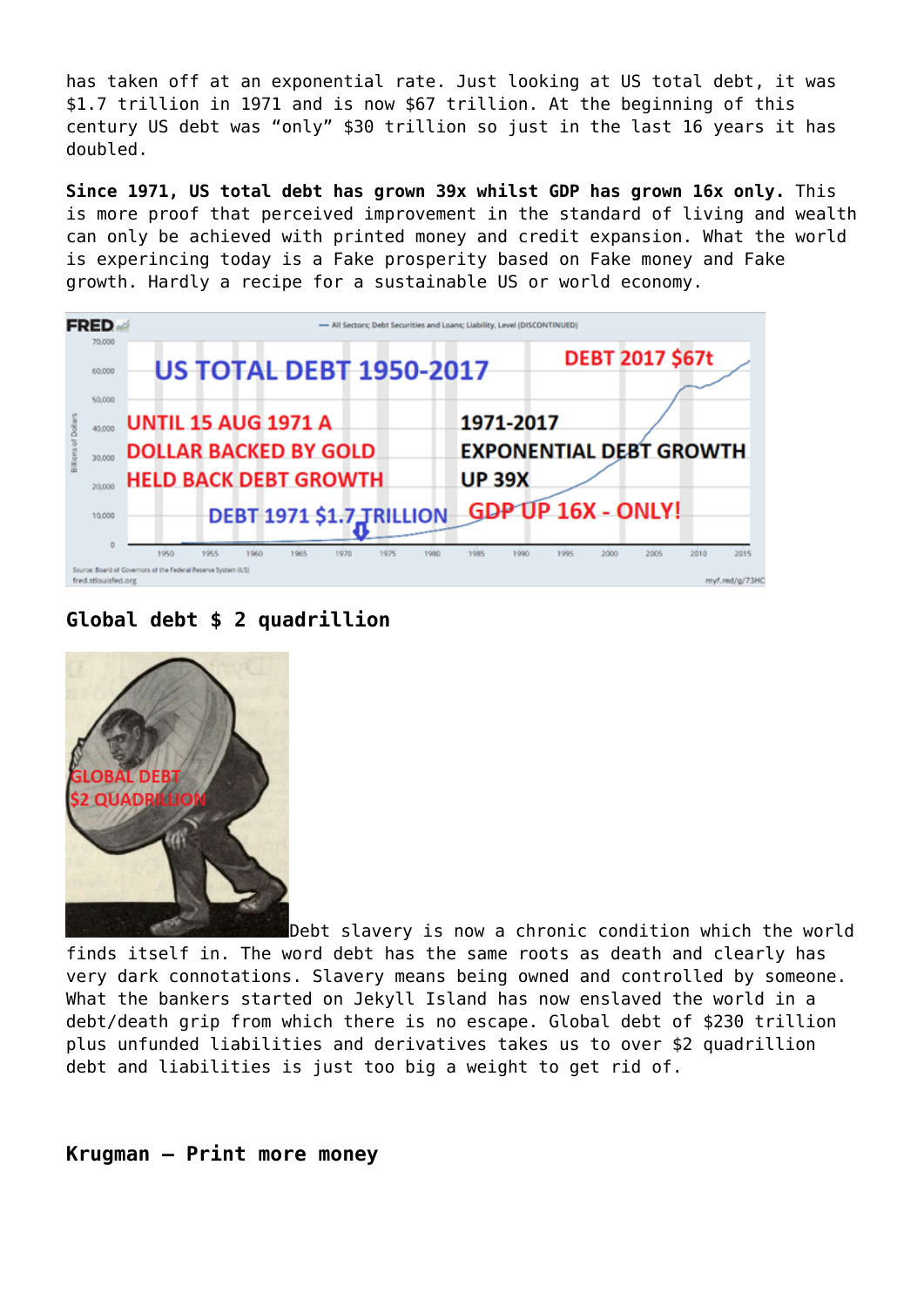has taken off at an exponential rate. Just looking at US total debt, it was $1.7 trillion in 1971 and is now $67 trillion. At the beginning of this century US debt was "only" $30 trillion so just in the last 16 years it has doubled.

**Since 1971, US total debt has grown 39x whilst GDP has grown 16x only.** This is more proof that perceived improvement in the standard of living and wealth can only be achieved with printed money and credit expansion. What the world is experincing today is a Fake prosperity based on Fake money and Fake growth. Hardly a recipe for a sustainable US or world economy.

**Global debt $ 2 quadrillion**

Debt slavery is now a chronic condition which the world finds itself in. The word debt has the same roots as death and clearly has very dark connotations. Slavery means being owned and controlled by someone. What the bankers started on Jekyll Island has now enslaved the world in a debt/death grip from which there is no escape. Global debt of $230 trillion plus unfunded liabilities and derivatives takes us to over $2 quadrillion debt and liabilities is just too big a weight to get rid of.

**Krugman – Print more money**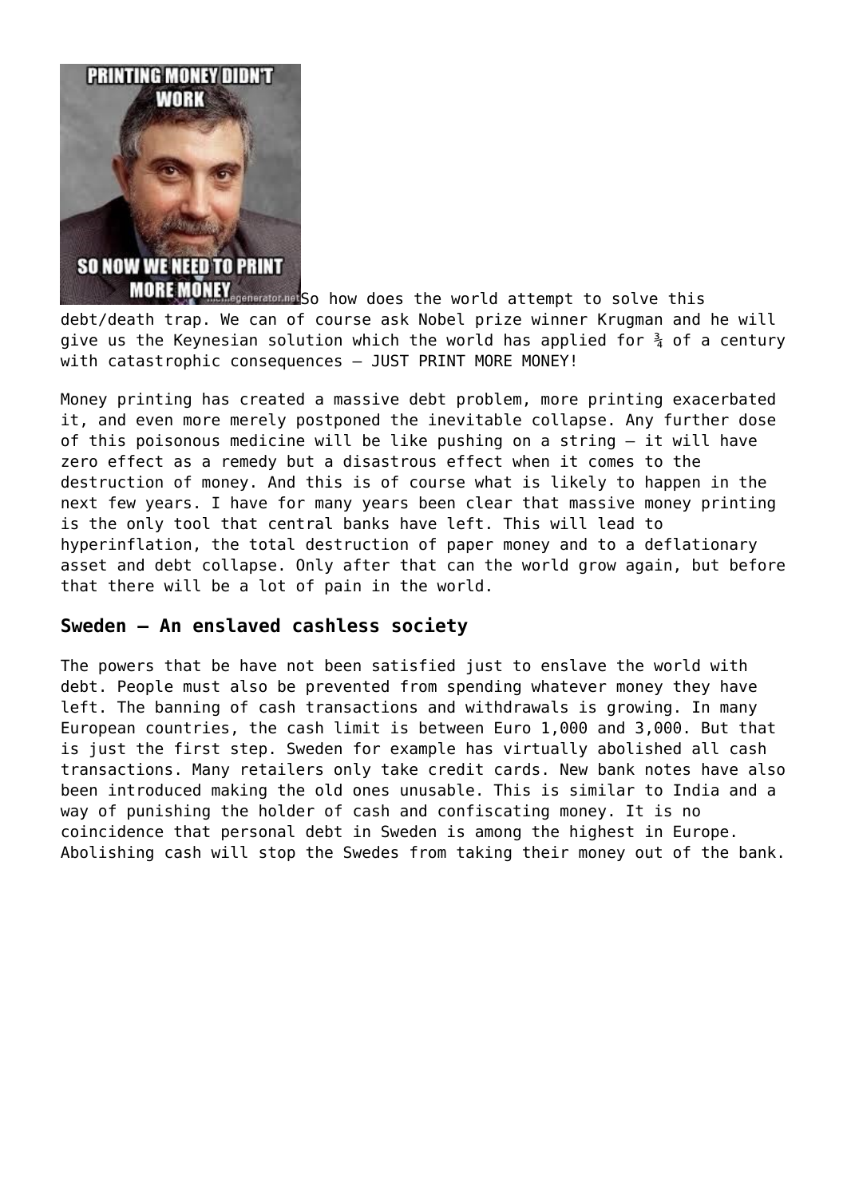So how does the world attempt to solve this debt/death trap. We can of course ask Nobel prize winner Krugman and he will give us the Keynesian solution which the world has applied for ¾ of a century with catastrophic consequences – JUST PRINT MORE MONEY!

Money printing has created a massive debt problem, more printing exacerbated it, and even more merely postponed the inevitable collapse. Any further dose of this poisonous medicine will be like pushing on a string – it will have zero effect as a remedy but a disastrous effect when it comes to the destruction of money. And this is of course what is likely to happen in the next few years. I have for many years been clear that massive money printing is the only tool that central banks have left. This will lead to hyperinflation, the total destruction of paper money and to a deflationary asset and debt collapse. Only after that can the world grow again, but before that there will be a lot of pain in the world.

### Sweden – An enslaved cashless society

The powers that be have not been satisfied just to enslave the world with debt. People must also be prevented from spending whatever money they have left. The banning of cash transactions and withdrawals is growing. In many European countries, the cash limit is between Euro 1,000 and 3,000. But that is just the first step. Sweden for example has virtually abolished all cash transactions. Many retailers only take credit cards. New bank notes have also been introduced making the old ones unusable. This is similar to India and a way of punishing the holder of cash and confiscating money. It is no coincidence that personal debt in Sweden is among the highest in Europe. Abolishing cash will stop the Swedes from taking their money out of the bank.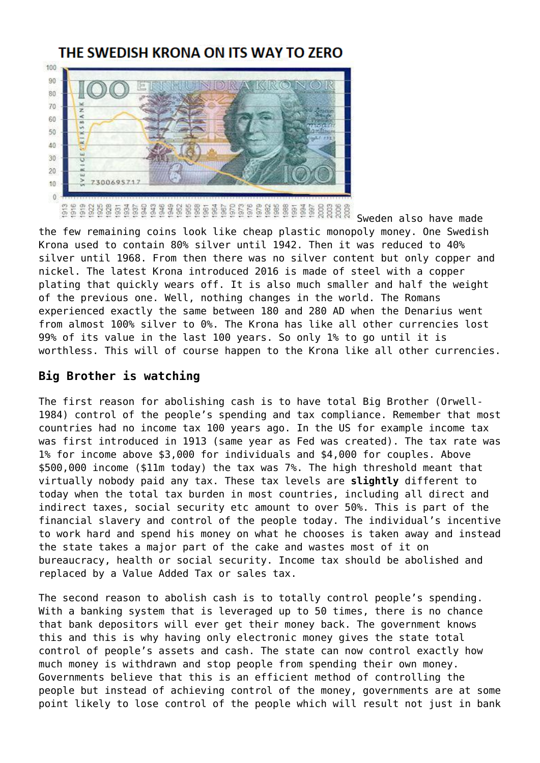THE SWEDISH KRONA ON ITS WAY TO ZERO

Sweden also have made the few remaining coins look like cheap plastic monopoly money. One Swedish Krona used to contain 80% silver until 1942. Then it was reduced to 40% silver until 1968. From then there was no silver content but only copper and nickel. The latest Krona introduced 2016 is made of steel with a copper plating that quickly wears off. It is also much smaller and half the weight of the previous one. Well, nothing changes in the world. The Romans experienced exactly the same between 180 and 280 AD when the Denarius went from almost 100% silver to 0%. The Krona has like all other currencies lost 99% of its value in the last 100 years. So only 1% to go until it is worthless. This will of course happen to the Krona like all other currencies.

## Big Brother is watching

The first reason for abolishing cash is to have total Big Brother (Orwell-1984) control of the people's spending and tax compliance. Remember that most countries had no income tax 100 years ago. In the US for example income tax was first introduced in 1913 (same year as Fed was created). The tax rate was 1% for income above $3,000 for individuals and $4,000 for couples. Above $500,000 income ($11m today) the tax was 7%. The high threshold meant that virtually nobody paid any tax. These tax levels are **slightly** different to today when the total tax burden in most countries, including all direct and indirect taxes, social security etc amount to over 50%. This is part of the financial slavery and control of the people today. The individual's incentive to work hard and spend his money on what he chooses is taken away and instead the state takes a major part of the cake and wastes most of it on bureaucracy, health or social security. Income tax should be abolished and replaced by a Value Added Tax or sales tax.

The second reason to abolish cash is to totally control people's spending. With a banking system that is leveraged up to 50 times, there is no chance that bank depositors will ever get their money back. The government knows this and this is why having only electronic money gives the state total control of people's assets and cash. The state can now control exactly how much money is withdrawn and stop people from spending their own money. Governments believe that this is an efficient method of controlling the people but instead of achieving control of the money, governments are at some point likely to lose control of the people which will result not just in bank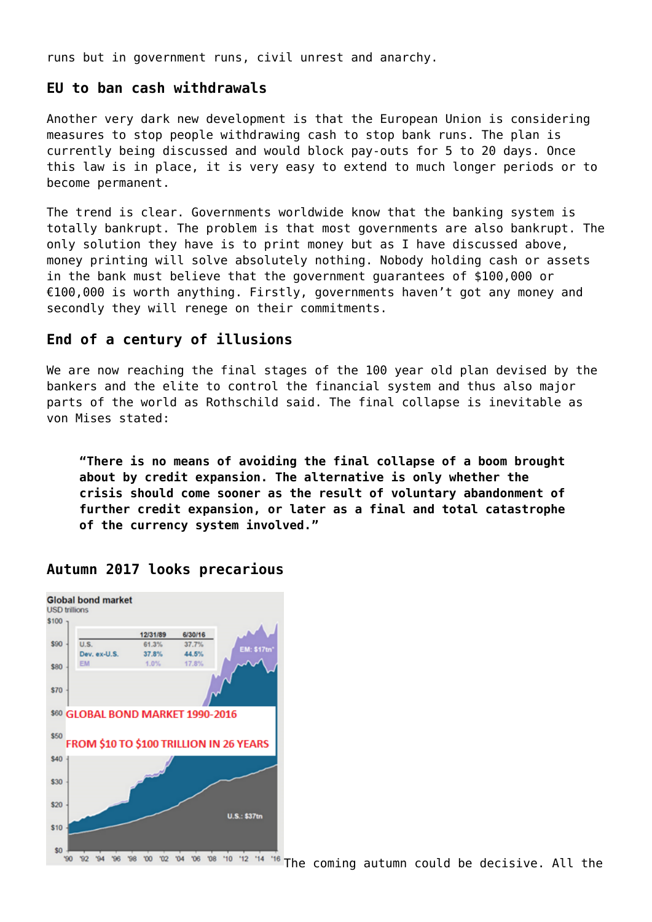runs but in government runs, civil unrest and anarchy.

## EU to ban cash withdrawals

Another very dark new development is that the European Union is considering measures to stop people withdrawing cash to stop bank runs. The plan is currently being discussed and would block pay-outs for 5 to 20 days. Once this law is in place, it is very easy to extend to much longer periods or to become permanent.

The trend is clear. Governments worldwide know that the banking system is totally bankrupt. The problem is that most governments are also bankrupt. The only solution they have is to print money but as I have discussed above, money printing will solve absolutely nothing. Nobody holding cash or assets in the bank must believe that the government guarantees of $100,000 or €100,000 is worth anything. Firstly, governments haven't got any money and secondly they will renege on their commitments.

## End of a century of illusions

We are now reaching the final stages of the 100 year old plan devised by the bankers and the elite to control the financial system and thus also major parts of the world as Rothschild said. The final collapse is inevitable as von Mises stated:

> **"There is no means of avoiding the final collapse of a boom brought about by credit expansion. The alternative is only whether the crisis should come sooner as the result of voluntary abandonment of further credit expansion, or later as a final and total catastrophe of the currency system involved."**

## Autumn 2017 looks precarious

Global bond market
USD trillions

| | 12/31/89 | 6/30/16 |
|---|---|---|
| U.S. | 61.3% | 37.7% |
| Dev. ex-U.S. | 37.8% | 44.5% |
| EM | 1.0% | 17.8% |

GLOBAL BOND MARKET 1990-2016

FROM $10 TO $100 TRILLION IN 26 YEARS

EM: $17tn*

U.S.: $37tn

The coming autumn could be decisive. All the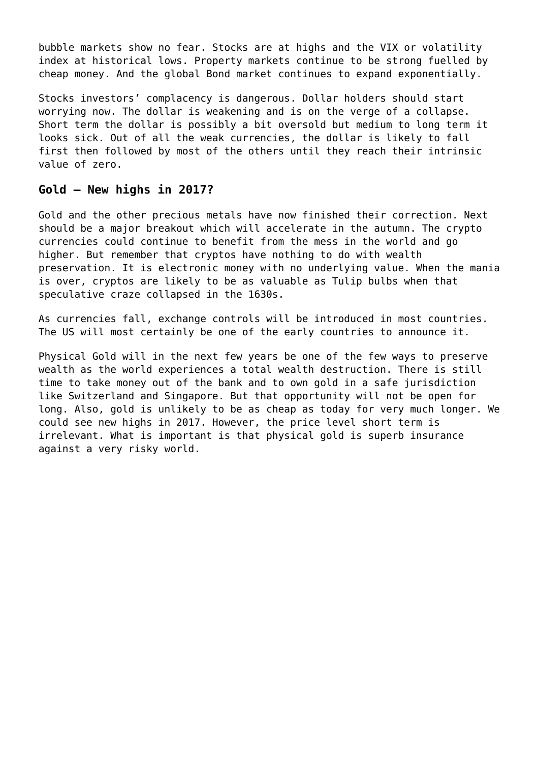bubble markets show no fear. Stocks are at highs and the VIX or volatility index at historical lows. Property markets continue to be strong fuelled by cheap money. And the global Bond market continues to expand exponentially.

Stocks investors' complacency is dangerous. Dollar holders should start worrying now. The dollar is weakening and is on the verge of a collapse. Short term the dollar is possibly a bit oversold but medium to long term it looks sick. Out of all the weak currencies, the dollar is likely to fall first then followed by most of the others until they reach their intrinsic value of zero.

## Gold – New highs in 2017?

Gold and the other precious metals have now finished their correction. Next should be a major breakout which will accelerate in the autumn. The crypto currencies could continue to benefit from the mess in the world and go higher. But remember that cryptos have nothing to do with wealth preservation. It is electronic money with no underlying value. When the mania is over, cryptos are likely to be as valuable as Tulip bulbs when that speculative craze collapsed in the 1630s.

As currencies fall, exchange controls will be introduced in most countries. The US will most certainly be one of the early countries to announce it.

Physical Gold will in the next few years be one of the few ways to preserve wealth as the world experiences a total wealth destruction. There is still time to take money out of the bank and to own gold in a safe jurisdiction like Switzerland and Singapore. But that opportunity will not be open for long. Also, gold is unlikely to be as cheap as today for very much longer. We could see new highs in 2017. However, the price level short term is irrelevant. What is important is that physical gold is superb insurance against a very risky world.